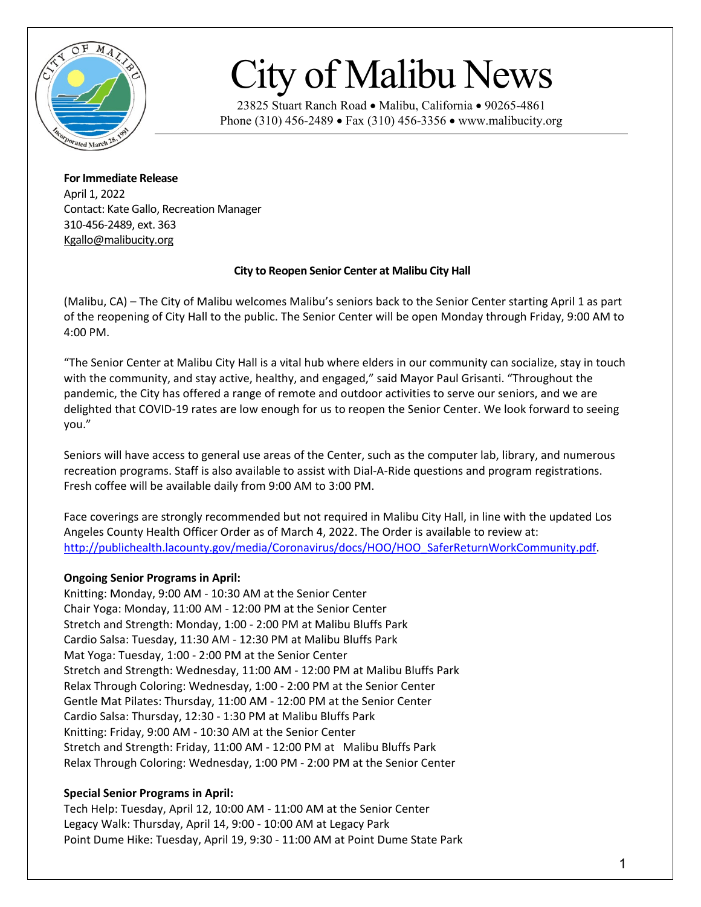# City of Malibu News

23825 Stuart Ranch Road • Malibu, California • 90265-4861
Phone (310) 456-2489 • Fax (310) 456-3356 • www.malibucity.org

**For Immediate Release**
April 1, 2022
Contact: Kate Gallo, Recreation Manager
310-456-2489, ext. 363
Kgallo@malibucity.org

**City to Reopen Senior Center at Malibu City Hall**

(Malibu, CA) – The City of Malibu welcomes Malibu's seniors back to the Senior Center starting April 1 as part of the reopening of City Hall to the public. The Senior Center will be open Monday through Friday, 9:00 AM to 4:00 PM.

"The Senior Center at Malibu City Hall is a vital hub where elders in our community can socialize, stay in touch with the community, and stay active, healthy, and engaged," said Mayor Paul Grisanti. "Throughout the pandemic, the City has offered a range of remote and outdoor activities to serve our seniors, and we are delighted that COVID-19 rates are low enough for us to reopen the Senior Center. We look forward to seeing you."

Seniors will have access to general use areas of the Center, such as the computer lab, library, and numerous recreation programs. Staff is also available to assist with Dial-A-Ride questions and program registrations. Fresh coffee will be available daily from 9:00 AM to 3:00 PM.

Face coverings are strongly recommended but not required in Malibu City Hall, in line with the updated Los Angeles County Health Officer Order as of March 4, 2022. The Order is available to review at: http://publichealth.lacounty.gov/media/Coronavirus/docs/HOO/HOO_SaferReturnWorkCommunity.pdf.

**Ongoing Senior Programs in April:**
Knitting: Monday, 9:00 AM - 10:30 AM at the Senior Center
Chair Yoga: Monday, 11:00 AM - 12:00 PM at the Senior Center
Stretch and Strength: Monday, 1:00 - 2:00 PM at Malibu Bluffs Park
Cardio Salsa: Tuesday, 11:30 AM - 12:30 PM at Malibu Bluffs Park
Mat Yoga: Tuesday, 1:00 - 2:00 PM at the Senior Center
Stretch and Strength: Wednesday, 11:00 AM - 12:00 PM at Malibu Bluffs Park
Relax Through Coloring: Wednesday, 1:00 - 2:00 PM at the Senior Center
Gentle Mat Pilates: Thursday, 11:00 AM - 12:00 PM at the Senior Center
Cardio Salsa: Thursday, 12:30 - 1:30 PM at Malibu Bluffs Park
Knitting: Friday, 9:00 AM - 10:30 AM at the Senior Center
Stretch and Strength: Friday, 11:00 AM - 12:00 PM at Malibu Bluffs Park
Relax Through Coloring: Wednesday, 1:00 PM - 2:00 PM at the Senior Center

**Special Senior Programs in April:**
Tech Help: Tuesday, April 12, 10:00 AM - 11:00 AM at the Senior Center
Legacy Walk: Thursday, April 14, 9:00 - 10:00 AM at Legacy Park
Point Dume Hike: Tuesday, April 19, 9:30 - 11:00 AM at Point Dume State Park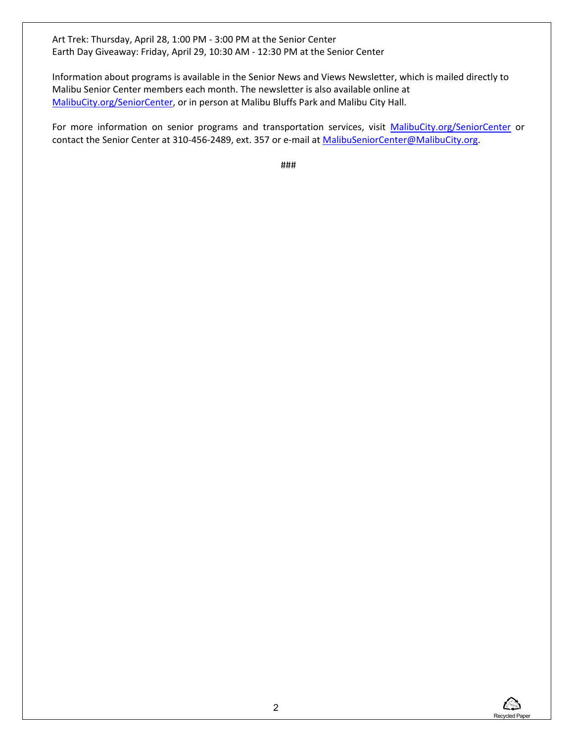Art Trek: Thursday, April 28, 1:00 PM - 3:00 PM at the Senior Center
Earth Day Giveaway: Friday, April 29, 10:30 AM - 12:30 PM at the Senior Center

Information about programs is available in the Senior News and Views Newsletter, which is mailed directly to Malibu Senior Center members each month. The newsletter is also available online at MalibuCity.org/SeniorCenter, or in person at Malibu Bluffs Park and Malibu City Hall.

For more information on senior programs and transportation services, visit MalibuCity.org/SeniorCenter or contact the Senior Center at 310-456-2489, ext. 357 or e-mail at MalibuSeniorCenter@MalibuCity.org.

###

Recycled Paper